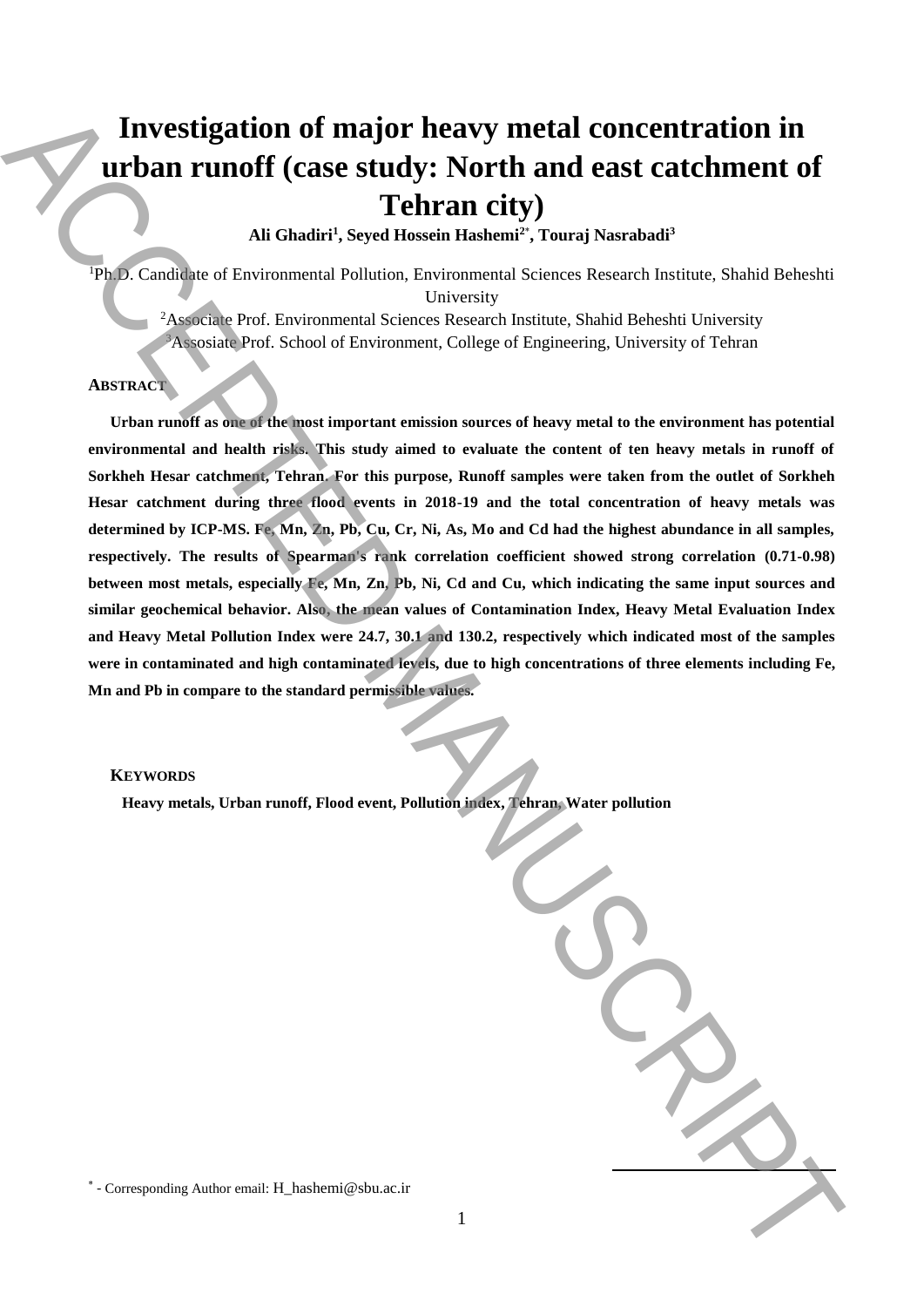# Investigation of major heavy metal concentration in urban runoff (case study: North and east catchment of Tehran city)

**Ali Ghadiri[1], Seyed Hossein Hashemi[2*], Touraj Nasrabadi[3]**

[1]Ph.D. Candidate of Environmental Pollution, Environmental Sciences Research Institute, Shahid Beheshti University

[2]Associate Prof. Environmental Sciences Research Institute, Shahid Beheshti University

[3]Assosiate Prof. School of Environment, College of Engineering, University of Tehran

## ABSTRACT

**Urban runoff as one of the most important emission sources of heavy metal to the environment has potential environmental and health risks. This study aimed to evaluate the content of ten heavy metals in runoff of Sorkheh Hesar catchment, Tehran. For this purpose, Runoff samples were taken from the outlet of Sorkheh Hesar catchment during three flood events in 2018-19 and the total concentration of heavy metals was determined by ICP-MS. Fe, Mn, Zn, Pb, Cu, Cr, Ni, As, Mo and Cd had the highest abundance in all samples, respectively. The results of Spearman's rank correlation coefficient showed strong correlation (0.71-0.98) between most metals, especially Fe, Mn, Zn, Pb, Ni, Cd and Cu, which indicating the same input sources and similar geochemical behavior. Also, the mean values of Contamination Index, Heavy Metal Evaluation Index and Heavy Metal Pollution Index were 24.7, 30.1 and 130.2, respectively which indicated most of the samples were in contaminated and high contaminated levels, due to high concentrations of three elements including Fe, Mn and Pb in compare to the standard permissible values.**

## KEYWORDS

**Heavy metals, Urban runoff, Flood event, Pollution index, Tehran, Water pollution**

[*] - Corresponding Author email: H_hashemi@sbu.ac.ir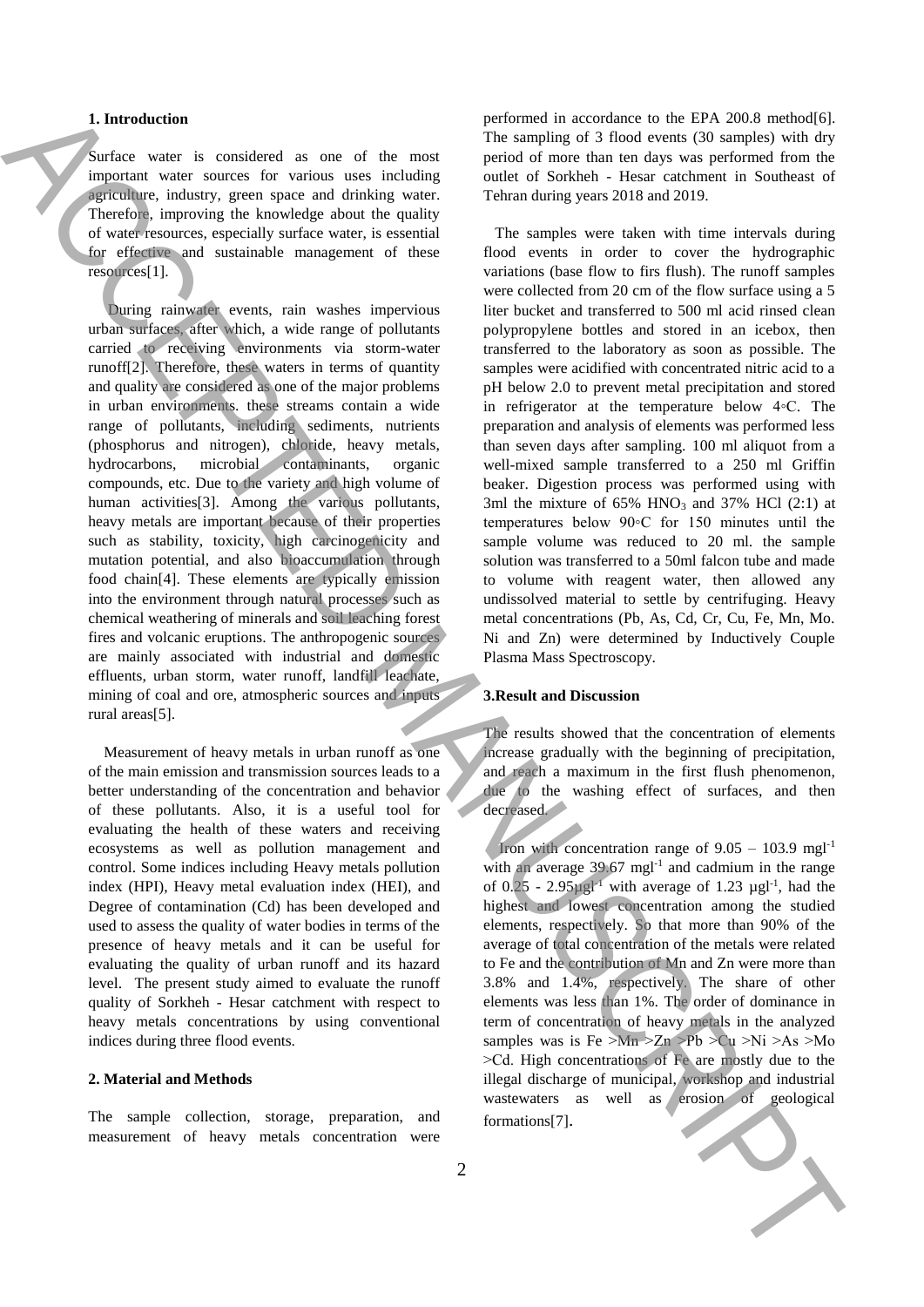## 1. Introduction

Surface water is considered as one of the most important water sources for various uses including agriculture, industry, green space and drinking water. Therefore, improving the knowledge about the quality of water resources, especially surface water, is essential for effective and sustainable management of these resources[1].

During rainwater events, rain washes impervious urban surfaces, after which, a wide range of pollutants carried to receiving environments via storm-water runoff[2]. Therefore, these waters in terms of quantity and quality are considered as one of the major problems in urban environments. these streams contain a wide range of pollutants, including sediments, nutrients (phosphorus and nitrogen), chloride, heavy metals, hydrocarbons, microbial contaminants, organic compounds, etc. Due to the variety and high volume of human activities[3]. Among the various pollutants, heavy metals are important because of their properties such as stability, toxicity, high carcinogenicity and mutation potential, and also bioaccumulation through food chain[4]. These elements are typically emission into the environment through natural processes such as chemical weathering of minerals and soil leaching forest fires and volcanic eruptions. The anthropogenic sources are mainly associated with industrial and domestic effluents, urban storm, water runoff, landfill leachate, mining of coal and ore, atmospheric sources and inputs rural areas[5].

Measurement of heavy metals in urban runoff as one of the main emission and transmission sources leads to a better understanding of the concentration and behavior of these pollutants. Also, it is a useful tool for evaluating the health of these waters and receiving ecosystems as well as pollution management and control. Some indices including Heavy metals pollution index (HPI), Heavy metal evaluation index (HEI), and Degree of contamination (Cd) has been developed and used to assess the quality of water bodies in terms of the presence of heavy metals and it can be useful for evaluating the quality of urban runoff and its hazard level. The present study aimed to evaluate the runoff quality of Sorkheh - Hesar catchment with respect to heavy metals concentrations by using conventional indices during three flood events.

## 2. Material and Methods

The sample collection, storage, preparation, and measurement of heavy metals concentration were performed in accordance to the EPA 200.8 method[6]. The sampling of 3 flood events (30 samples) with dry period of more than ten days was performed from the outlet of Sorkhe - Hesar catchment in Southeast of Tehran during years 2018 and 2019.

The samples were taken with time intervals during flood events in order to cover the hydrographic variations (base flow to firs flush). The runoff samples were collected from 20 cm of the flow surface using a 5 liter bucket and transferred to 500 ml acid rinsed clean polypropylene bottles and stored in an icebox, then transferred to the laboratory as soon as possible. The samples were acidified with concentrated nitric acid to a pH below 2.0 to prevent metal precipitation and stored in refrigerator at the temperature below 4◦C. The preparation and analysis of elements was performed less than seven days after sampling. 100 ml aliquot from a well-mixed sample transferred to a 250 ml Griffin beaker. Digestion process was performed using with 3ml the mixture of 65% $HNO_3$ and 37% HCl (2:1) at temperatures below 90◦C for 150 minutes until the sample volume was reduced to 20 ml. the sample solution was transferred to a 50ml falcon tube and made to volume with reagent water, then allowed any undissolved material to settle by centrifuging. Heavy metal concentrations (Pb, As, Cd, Cr, Cu, Fe, Mn, Mo. Ni and Zn) were determined by Inductively Couple Plasma Mass Spectroscopy.

## 3. Result and Discussion

The results showed that the concentration of elements increase gradually with the beginning of precipitation, and reach a maximum in the first flush phenomenon, due to the washing effect of surfaces, and then decreased.

Iron with concentration range of 9.05 – 103.9 $mgl^{-1}$ with an average 39.67 $mgl^{-1}$ and cadmium in the range of 0.25 - 2.95$\mu gl^{-1}$ with average of 1.23 $\mu gl^{-1}$, had the highest and lowest concentration among the studied elements, respectively. So that more than 90% of the average of total concentration of the metals were related to Fe and the contribution of Mn and Zn were more than 3.8% and 1.4%, respectively. The share of other elements was less than 1%. The order of dominance in term of concentration of heavy metals in the analyzed samples was is Fe >Mn >Zn >Pb >Cu >Ni >As >Mo >Cd. High concentrations of Fe are mostly due to the illegal discharge of municipal, workshop and industrial wastewaters as well as erosion of geological formations[7].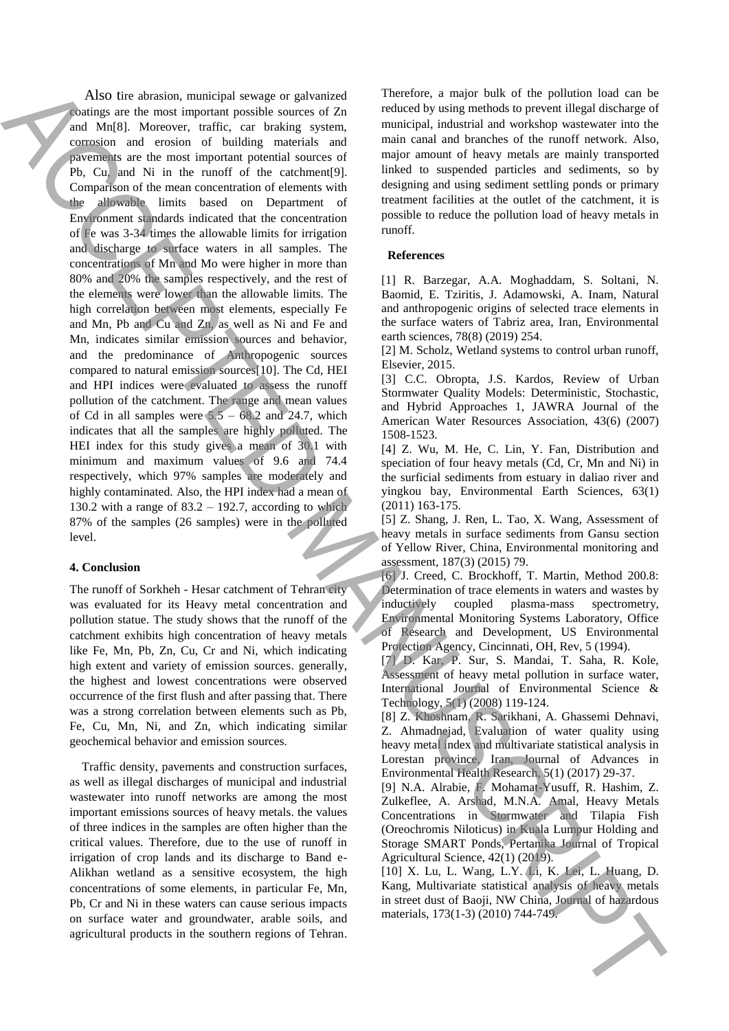Also tire abrasion, municipal sewage or galvanized coatings are the most important possible sources of Zn and Mn[8]. Moreover, traffic, car braking system, corrosion and erosion of building materials and pavements are the most important potential sources of Pb, Cu, and Ni in the runoff of the catchment[9]. Comparison of the mean concentration of elements with the allowable limits based on Department of Environment standards indicated that the concentration of Fe was 3-34 times the allowable limits for irrigation and discharge to surface waters in all samples. The concentrations of Mn and Mo were higher in more than 80% and 20% the samples respectively, and the rest of the elements were lower than the allowable limits. The high correlation between most elements, especially Fe and Mn, Pb and Cu and Zn, as well as Ni and Fe and Mn, indicates similar emission sources and behavior, and the predominance of Anthropogenic sources compared to natural emission sources[10]. The Cd, HEI and HPI indices were evaluated to assess the runoff pollution of the catchment. The range and mean values of Cd in all samples were 5.5 – 68.2 and 24.7, which indicates that all the samples are highly polluted. The HEI index for this study gives a mean of 30.1 with minimum and maximum values of 9.6 and 74.4 respectively, which 97% samples are moderately and highly contaminated. Also, the HPI index had a mean of 130.2 with a range of 83.2 – 192.7, according to which 87% of the samples (26 samples) were in the polluted level.

## 4. Conclusion

The runoff of Sorkheh - Hesar catchment of Tehran city was evaluated for its Heavy metal concentration and pollution statue. The study shows that the runoff of the catchment exhibits high concentration of heavy metals like Fe, Mn, Pb, Zn, Cu, Cr and Ni, which indicating high extent and variety of emission sources. generally, the highest and lowest concentrations were observed occurrence of the first flush and after passing that. There was a strong correlation between elements such as Pb, Fe, Cu, Mn, Ni, and Zn, which indicating similar geochemical behavior and emission sources.

Traffic density, pavements and construction surfaces, as well as illegal discharges of municipal and industrial wastewater into runoff networks are among the most important emissions sources of heavy metals. the values of three indices in the samples are often higher than the critical values. Therefore, due to the use of runoff in irrigation of crop lands and its discharge to Band e-Alikhan wetland as a sensitive ecosystem, the high concentrations of some elements, in particular Fe, Mn, Pb, Cr and Ni in these waters can cause serious impacts on surface water and groundwater, arable soils, and agricultural products in the southern regions of Tehran. Therefore, a major bulk of the pollution load can be reduced by using methods to prevent illegal discharge of municipal, industrial and workshop wastewater into the main canal and branches of the runoff network. Also, major amount of heavy metals are mainly transported linked to suspended particles and sediments, so by designing and using sediment settling ponds or primary treatment facilities at the outlet of the catchment, it is possible to reduce the pollution load of heavy metals in runoff.

## References

[1] R. Barzegar, A.A. Moghaddam, S. Soltani, N. Baomid, E. Tziritis, J. Adamowski, A. Inam, Natural and anthropogenic origins of selected trace elements in the surface waters of Tabriz area, Iran, Environmental earth sciences, 78(8) (2019) 254.

[2] M. Scholz, Wetland systems to control urban runoff, Elsevier, 2015.

[3] C.C. Obropta, J.S. Kardos, Review of Urban Stormwater Quality Models: Deterministic, Stochastic, and Hybrid Approaches 1, JAWRA Journal of the American Water Resources Association, 43(6) (2007) 1508-1523.

[4] Z. Wu, M. He, C. Lin, Y. Fan, Distribution and speciation of four heavy metals (Cd, Cr, Mn and Ni) in the surficial sediments from estuary in daliao river and yingkou bay, Environmental Earth Sciences, 63(1) (2011) 163-175.

[5] Z. Shang, J. Ren, L. Tao, X. Wang, Assessment of heavy metals in surface sediments from Gansu section of Yellow River, China, Environmental monitoring and assessment, 187(3) (2015) 79.

[6] J. Creed, C. Brockhoff, T. Martin, Method 200.8: Determination of trace elements in waters and wastes by inductively coupled plasma-mass spectrometry, Environmental Monitoring Systems Laboratory, Office of Research and Development, US Environmental Protection Agency, Cincinnati, OH, Rev, 5 (1994).

[7] D. Kar, P. Sur, S. Mandai, T. Saha, R. Kole, Assessment of heavy metal pollution in surface water, International Journal of Environmental Science & Technology, 5(1) (2008) 119-124.

[8] Z. Khoshnam, R. Sarikhani, A. Ghassemi Dehnavi, Z. Ahmadnejad, Evaluation of water quality using heavy metal index and multivariate statistical analysis in Lorestan province, Iran, Journal of Advances in Environmental Health Research, 5(1) (2017) 29-37.

[9] N.A. Alrabie, F. Mohamat-Yusuff, R. Hashim, Z. Zulkeflee, A. Arshad, M.N.A. Amal, Heavy Metals Concentrations in Stormwater and Tilapia Fish (Oreochromis Niloticus) in Kuala Lumpur Holding and Storage SMART Ponds, Pertanika Journal of Tropical Agricultural Science, 42(1) (2019).

[10] X. Lu, L. Wang, L.Y. Li, K. Lei, L. Huang, D. Kang, Multivariate statistical analysis of heavy metals in street dust of Baoji, NW China, Journal of hazardous materials, 173(1-3) (2010) 744-749.